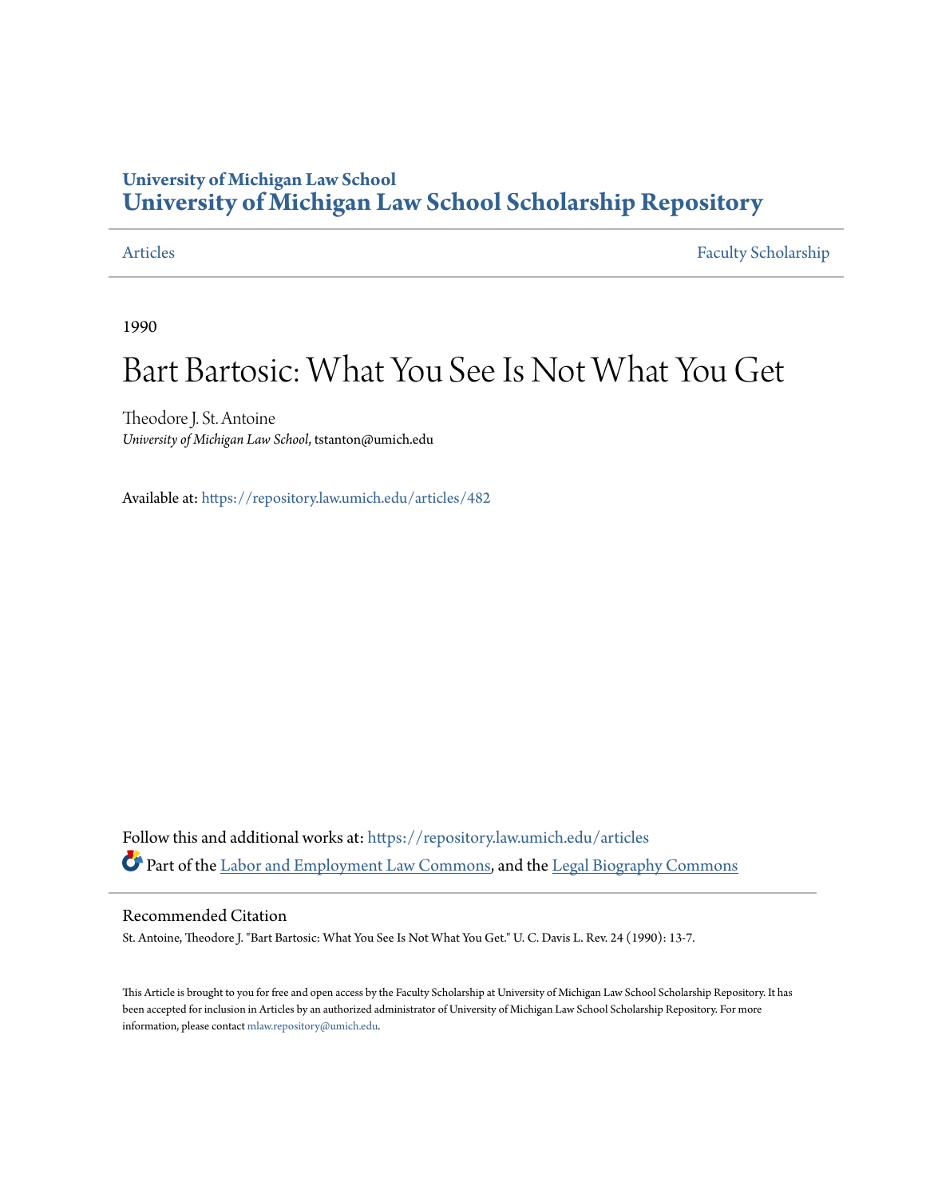# University of Michigan Law School
# University of Michigan Law School Scholarship Repository

Articles | Faculty Scholarship

1990

# Bart Bartosic: What You See Is Not What You Get

Theodore J. St. Antoine
*University of Michigan Law School*, tstanton@umich.edu

Available at: https://repository.law.umich.edu/articles/482

Follow this and additional works at: https://repository.law.umich.edu/articles

Part of the Labor and Employment Law Commons, and the Legal Biography Commons

## Recommended Citation

St. Antoine, Theodore J. "Bart Bartosic: What You See Is Not What You Get." U. C. Davis L. Rev. 24 (1990): 13-7.

This Article is brought to you for free and open access by the Faculty Scholarship at University of Michigan Law School Scholarship Repository. It has been accepted for inclusion in Articles by an authorized administrator of University of Michigan Law School Scholarship Repository. For more information, please contact mlaw.repository@umich.edu.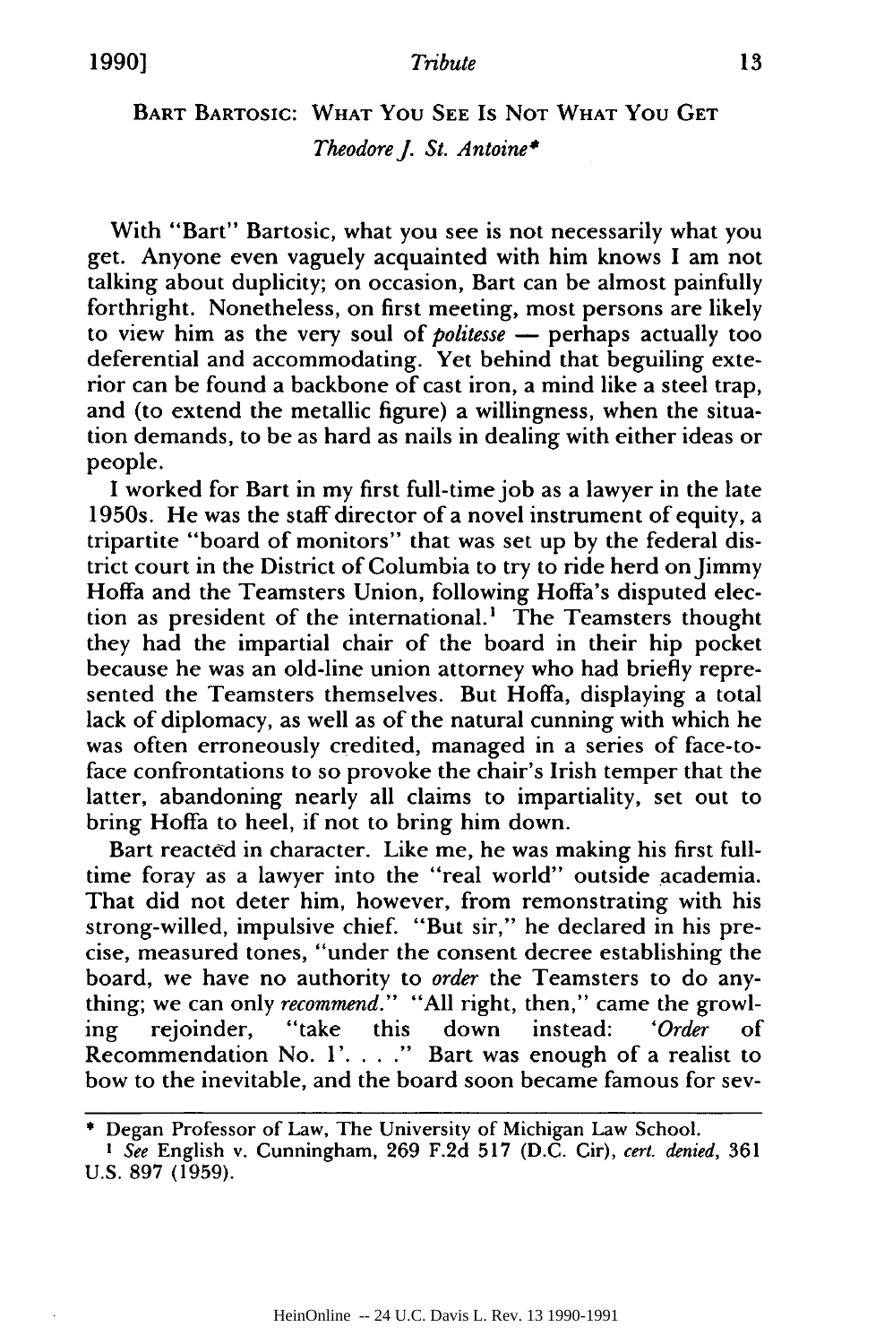## BART BARTOSIC: WHAT YOU SEE IS NOT WHAT YOU GET

*Theodore J. St. Antoine**

With "Bart" Bartosic, what you see is not necessarily what you get. Anyone even vaguely acquainted with him knows I am not talking about duplicity; on occasion, Bart can be almost painfully forthright. Nonetheless, on first meeting, most persons are likely to view him as the very soul of *politesse* — perhaps actually too deferential and accommodating. Yet behind that beguiling exterior can be found a backbone of cast iron, a mind like a steel trap, and (to extend the metallic figure) a willingness, when the situation demands, to be as hard as nails in dealing with either ideas or people.

I worked for Bart in my first full-time job as a lawyer in the late 1950s. He was the staff director of a novel instrument of equity, a tripartite "board of monitors" that was set up by the federal district court in the District of Columbia to try to ride herd on Jimmy Hoffa and the Teamsters Union, following Hoffa's disputed election as president of the international.[1] The Teamsters thought they had the impartial chair of the board in their hip pocket because he was an old-line union attorney who had briefly represented the Teamsters themselves. But Hoffa, displaying a total lack of diplomacy, as well as of the natural cunning with which he was often erroneously credited, managed in a series of face-to-face confrontations to so provoke the chair's Irish temper that the latter, abandoning nearly all claims to impartiality, set out to bring Hoffa to heel, if not to bring him down.

Bart reacted in character. Like me, he was making his first full-time foray as a lawyer into the "real world" outside academia. That did not deter him, however, from remonstrating with his strong-willed, impulsive chief. "But sir," he declared in his precise, measured tones, "under the consent decree establishing the board, we have no authority to *order* the Teamsters to do anything; we can only *recommend*." "All right, then," came the growling rejoinder, "take this down instead: '*Order* of Recommendation No. 1'. . . ." Bart was enough of a realist to bow to the inevitable, and the board soon became famous for sev-

---

\* Degan Professor of Law, The University of Michigan Law School.

[1] *See* English v. Cunningham, 269 F.2d 517 (D.C. Cir), *cert. denied*, 361 U.S. 897 (1959).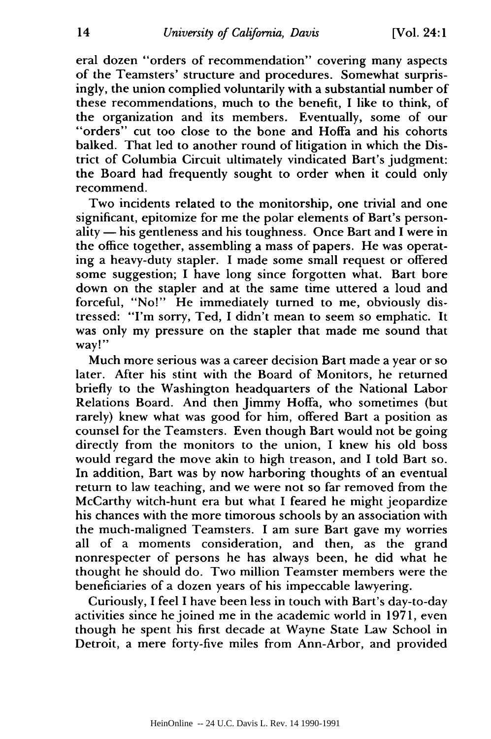eral dozen "orders of recommendation" covering many aspects of the Teamsters' structure and procedures. Somewhat surprisingly, the union complied voluntarily with a substantial number of these recommendations, much to the benefit, I like to think, of the organization and its members. Eventually, some of our "orders" cut too close to the bone and Hoffa and his cohorts balked. That led to another round of litigation in which the District of Columbia Circuit ultimately vindicated Bart's judgment: the Board had frequently sought to order when it could only recommend.

Two incidents related to the monitorship, one trivial and one significant, epitomize for me the polar elements of Bart's personality — his gentleness and his toughness. Once Bart and I were in the office together, assembling a mass of papers. He was operating a heavy-duty stapler. I made some small request or offered some suggestion; I have long since forgotten what. Bart bore down on the stapler and at the same time uttered a loud and forceful, "No!" He immediately turned to me, obviously distressed: "I'm sorry, Ted, I didn't mean to seem so emphatic. It was only my pressure on the stapler that made me sound that way!"

Much more serious was a career decision Bart made a year or so later. After his stint with the Board of Monitors, he returned briefly to the Washington headquarters of the National Labor Relations Board. And then Jimmy Hoffa, who sometimes (but rarely) knew what was good for him, offered Bart a position as counsel for the Teamsters. Even though Bart would not be going directly from the monitors to the union, I knew his old boss would regard the move akin to high treason, and I told Bart so. In addition, Bart was by now harboring thoughts of an eventual return to law teaching, and we were not so far removed from the McCarthy witch-hunt era but what I feared he might jeopardize his chances with the more timorous schools by an association with the much-maligned Teamsters. I am sure Bart gave my worries all of a moments consideration, and then, as the grand nonrespecter of persons he has always been, he did what he thought he should do. Two million Teamster members were the beneficiaries of a dozen years of his impeccable lawyering.

Curiously, I feel I have been less in touch with Bart's day-to-day activities since he joined me in the academic world in 1971, even though he spent his first decade at Wayne State Law School in Detroit, a mere forty-five miles from Ann-Arbor, and provided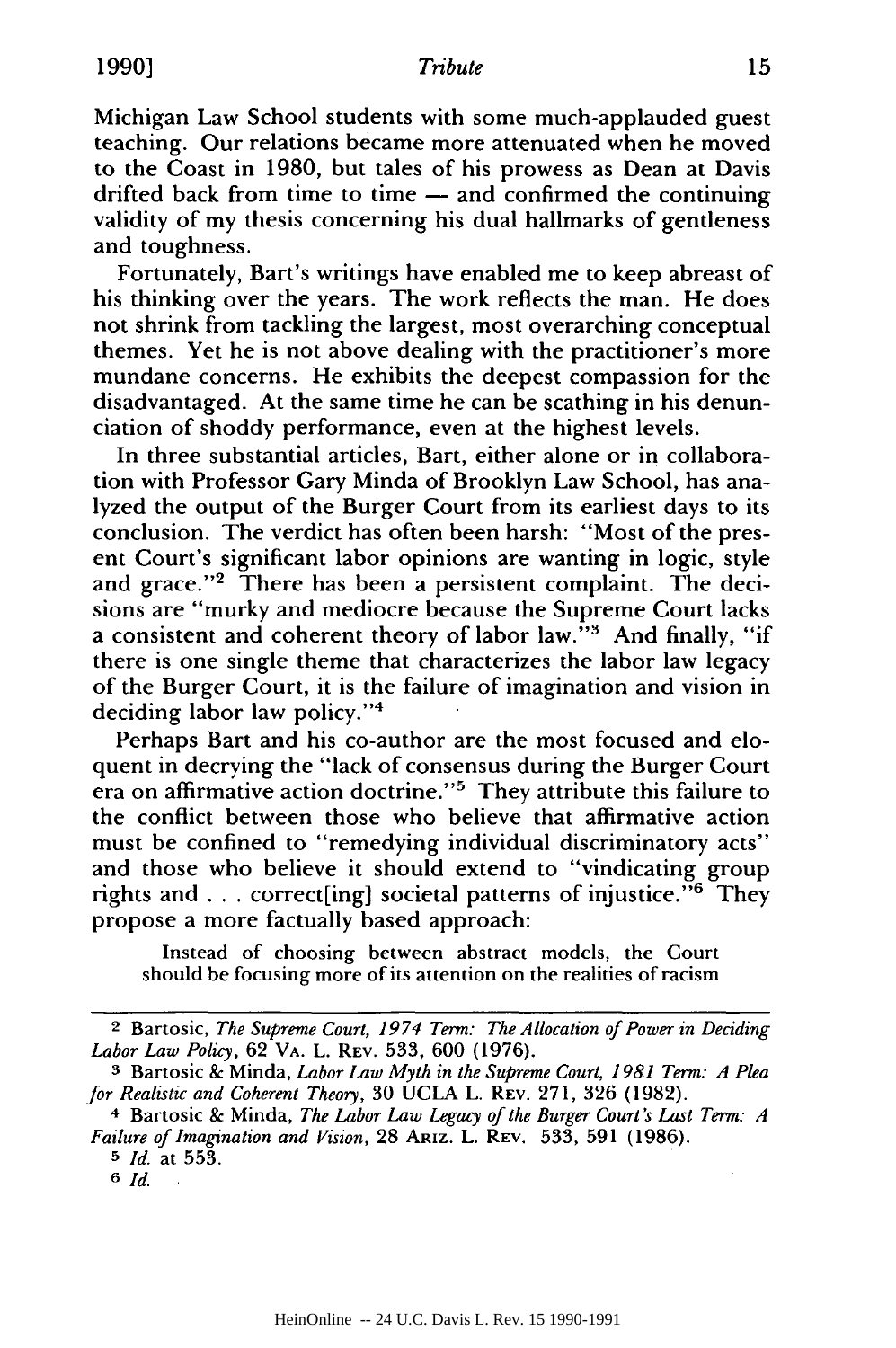Michigan Law School students with some much-applauded guest teaching. Our relations became more attenuated when he moved to the Coast in 1980, but tales of his prowess as Dean at Davis drifted back from time to time — and confirmed the continuing validity of my thesis concerning his dual hallmarks of gentleness and toughness.

Fortunately, Bart's writings have enabled me to keep abreast of his thinking over the years. The work reflects the man. He does not shrink from tackling the largest, most overarching conceptual themes. Yet he is not above dealing with the practitioner's more mundane concerns. He exhibits the deepest compassion for the disadvantaged. At the same time he can be scathing in his denunciation of shoddy performance, even at the highest levels.

In three substantial articles, Bart, either alone or in collaboration with Professor Gary Minda of Brooklyn Law School, has analyzed the output of the Burger Court from its earliest days to its conclusion. The verdict has often been harsh: "Most of the present Court's significant labor opinions are wanting in logic, style and grace."[2] There has been a persistent complaint. The decisions are "murky and mediocre because the Supreme Court lacks a consistent and coherent theory of labor law."[3] And finally, "if there is one single theme that characterizes the labor law legacy of the Burger Court, it is the failure of imagination and vision in deciding labor law policy."[4]

Perhaps Bart and his co-author are the most focused and eloquent in decrying the "lack of consensus during the Burger Court era on affirmative action doctrine."[5] They attribute this failure to the conflict between those who believe that affirmative action must be confined to "remedying individual discriminatory acts" and those who believe it should extend to "vindicating group rights and . . . correct[ing] societal patterns of injustice."[6] They propose a more factually based approach:

> Instead of choosing between abstract models, the Court should be focusing more of its attention on the realities of racism

---

[2] Bartosic, *The Supreme Court, 1974 Term: The Allocation of Power in Deciding Labor Law Policy*, 62 VA. L. REV. 533, 600 (1976).

[3] Bartosic & Minda, *Labor Law Myth in the Supreme Court, 1981 Term: A Plea for Realistic and Coherent Theory*, 30 UCLA L. REV. 271, 326 (1982).

[4] Bartosic & Minda, *The Labor Law Legacy of the Burger Court's Last Term: A Failure of Imagination and Vision*, 28 ARIZ. L. REV. 533, 591 (1986).

[5] *Id.* at 553.

[6] *Id.*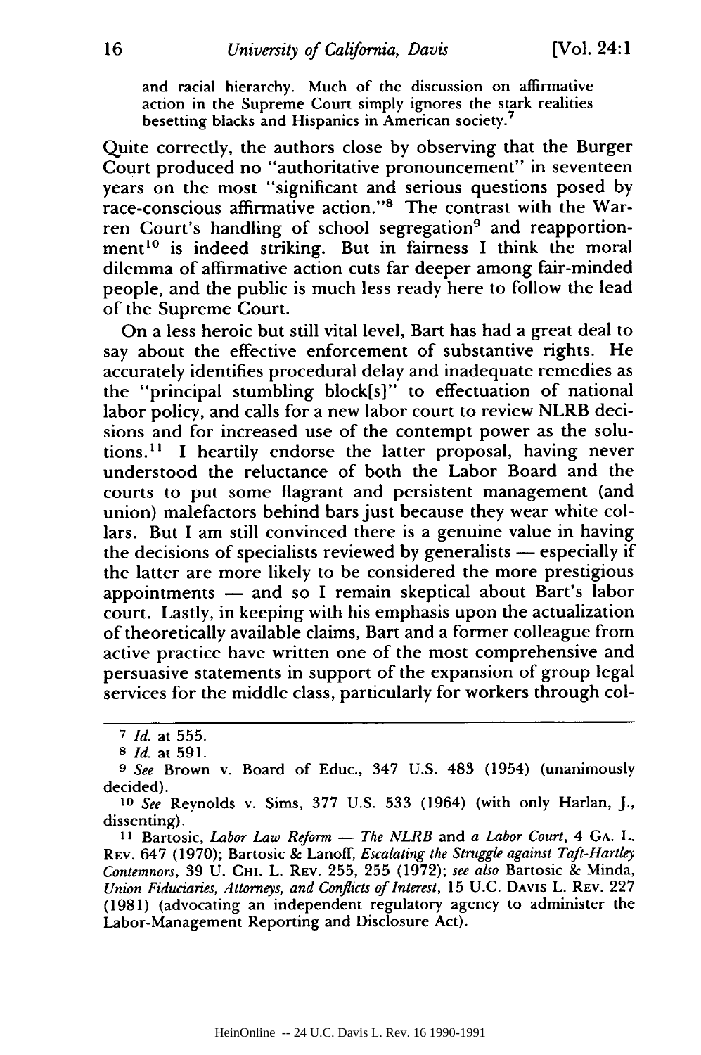> and racial hierarchy. Much of the discussion on affirmative action in the Supreme Court simply ignores the stark realities besetting blacks and Hispanics in American society.[7]

Quite correctly, the authors close by observing that the Burger Court produced no "authoritative pronouncement" in seventeen years on the most "significant and serious questions posed by race-conscious affirmative action."[8] The contrast with the Warren Court's handling of school segregation[9] and reapportionment[10] is indeed striking. But in fairness I think the moral dilemma of affirmative action cuts far deeper among fair-minded people, and the public is much less ready here to follow the lead of the Supreme Court.

On a less heroic but still vital level, Bart has had a great deal to say about the effective enforcement of substantive rights. He accurately identifies procedural delay and inadequate remedies as the "principal stumbling block[s]" to effectuation of national labor policy, and calls for a new labor court to review NLRB decisions and for increased use of the contempt power as the solutions.[11] I heartily endorse the latter proposal, having never understood the reluctance of both the Labor Board and the courts to put some flagrant and persistent management (and union) malefactors behind bars just because they wear white collars. But I am still convinced there is a genuine value in having the decisions of specialists reviewed by generalists — especially if the latter are more likely to be considered the more prestigious appointments — and so I remain skeptical about Bart's labor court. Lastly, in keeping with his emphasis upon the actualization of theoretically available claims, Bart and a former colleague from active practice have written one of the most comprehensive and persuasive statements in support of the expansion of group legal services for the middle class, particularly for workers through col-

---

[7] *Id.* at 555.

[8] *Id.* at 591.

[9] *See* Brown v. Board of Educ., 347 U.S. 483 (1954) (unanimously decided).

[10] *See* Reynolds v. Sims, 377 U.S. 533 (1964) (with only Harlan, J., dissenting).

[11] Bartosic, *Labor Law Reform — The NLRB* and *a Labor Court*, 4 GA. L. REV. 647 (1970); Bartosic & Lanoff, *Escalating the Struggle against Taft-Hartley Contemnors*, 39 U. CHI. L. REV. 255, 255 (1972); *see also* Bartosic & Minda, *Union Fiduciaries, Attorneys, and Conflicts of Interest*, 15 U.C. DAVIS L. REV. 227 (1981) (advocating an independent regulatory agency to administer the Labor-Management Reporting and Disclosure Act).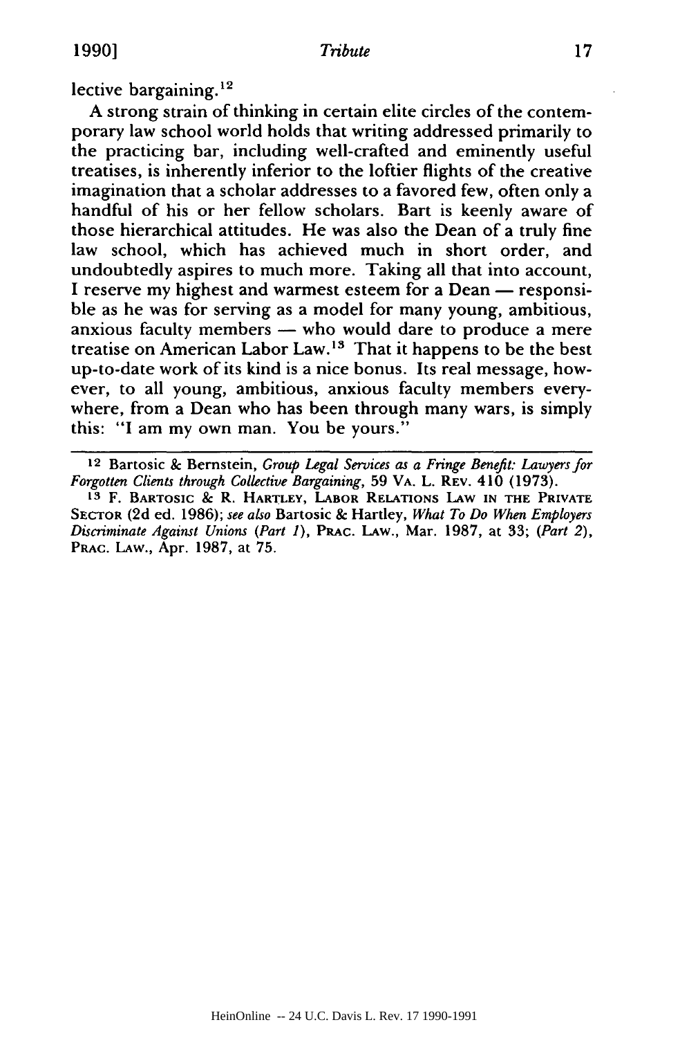lective bargaining.[12]

A strong strain of thinking in certain elite circles of the contemporary law school world holds that writing addressed primarily to the practicing bar, including well-crafted and eminently useful treatises, is inherently inferior to the loftier flights of the creative imagination that a scholar addresses to a favored few, often only a handful of his or her fellow scholars. Bart is keenly aware of those hierarchical attitudes. He was also the Dean of a truly fine law school, which has achieved much in short order, and undoubtedly aspires to much more. Taking all that into account, I reserve my highest and warmest esteem for a Dean — responsible as he was for serving as a model for many young, ambitious, anxious faculty members — who would dare to produce a mere treatise on American Labor Law.[13] That it happens to be the best up-to-date work of its kind is a nice bonus. Its real message, however, to all young, ambitious, anxious faculty members everywhere, from a Dean who has been through many wars, is simply this: "I am my own man. You be yours."

---

[12] Bartosic & Bernstein, *Group Legal Services as a Fringe Benefit: Lawyers for Forgotten Clients through Collective Bargaining*, 59 VA. L. REV. 410 (1973).

[13] F. BARTOSIC & R. HARTLEY, LABOR RELATIONS LAW IN THE PRIVATE SECTOR (2d ed. 1986); *see also* Bartosic & Hartley, *What To Do When Employers Discriminate Against Unions (Part 1)*, PRAC. LAW., Mar. 1987, at 33; *(Part 2)*, PRAC. LAW., Apr. 1987, at 75.